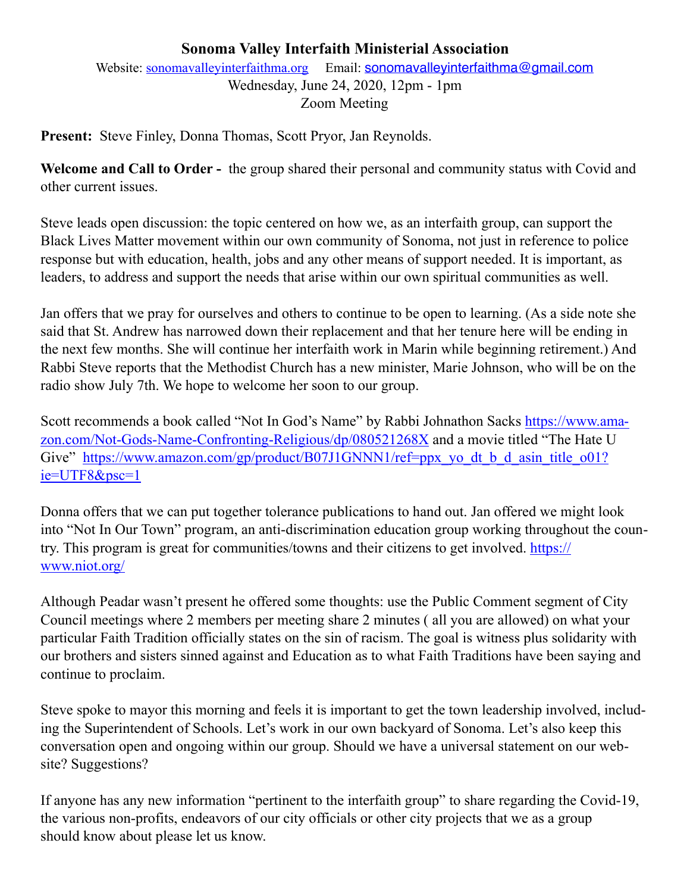# Sonoma Valley Interfaith Ministerial Association

Website: [sonomavalleyinterfaithma.org](sonomavalleyinterfaithma.org) Email: [sonomavalleyinterfaithma@gmail.com](mailto:sonomavalleyinterfaithma@gmail.com)

Wednesday, June 24, 2020, 12pm - 1pm

Zoom Meeting

**Present:** Steve Finley, Donna Thomas, Scott Pryor, Jan Reynolds.

**Welcome and Call to Order -** the group shared their personal and community status with Covid and other current issues.

Steve leads open discussion: the topic centered on how we, as an interfaith group, can support the Black Lives Matter movement within our own community of Sonoma, not just in reference to police response but with education, health, jobs and any other means of support needed. It is important, as leaders, to address and support the needs that arise within our own spiritual communities as well.

Jan offers that we pray for ourselves and others to continue to be open to learning. (As a side note she said that St. Andrew has narrowed down their replacement and that her tenure here will be ending in the next few months. She will continue her interfaith work in Marin while beginning retirement.) And Rabbi Steve reports that the Methodist Church has a new minister, Marie Johnson, who will be on the radio show July 7th. We hope to welcome her soon to our group.

Scott recommends a book called "Not In God's Name" by Rabbi Johnathon Sacks [https://www.amazon.com/Not-Gods-Name-Confronting-Religious/dp/080521268X](https://www.amazon.com/Not-Gods-Name-Confronting-Religious/dp/080521268X) and a movie titled "The Hate U Give" [https://www.amazon.com/gp/product/B07J1GNNN1/ref=ppx_yo_dt_b_d_asin_title_o01?ie=UTF8&psc=1](https://www.amazon.com/gp/product/B07J1GNNN1/ref=ppx_yo_dt_b_d_asin_title_o01?ie=UTF8&psc=1)

Donna offers that we can put together tolerance publications to hand out. Jan offered we might look into "Not In Our Town" program, an anti-discrimination education group working throughout the country. This program is great for communities/towns and their citizens to get involved. [https://www.niot.org/](https://www.niot.org/)

Although Peadar wasn't present he offered some thoughts: use the Public Comment segment of City Council meetings where 2 members per meeting share 2 minutes ( all you are allowed) on what your particular Faith Tradition officially states on the sin of racism. The goal is witness plus solidarity with our brothers and sisters sinned against and Education as to what Faith Traditions have been saying and continue to proclaim.

Steve spoke to mayor this morning and feels it is important to get the town leadership involved, including the Superintendent of Schools. Let's work in our own backyard of Sonoma. Let's also keep this conversation open and ongoing within our group. Should we have a universal statement on our website? Suggestions?

If anyone has any new information "pertinent to the interfaith group" to share regarding the Covid-19, the various non-profits, endeavors of our city officials or other city projects that we as a group should know about please let us know.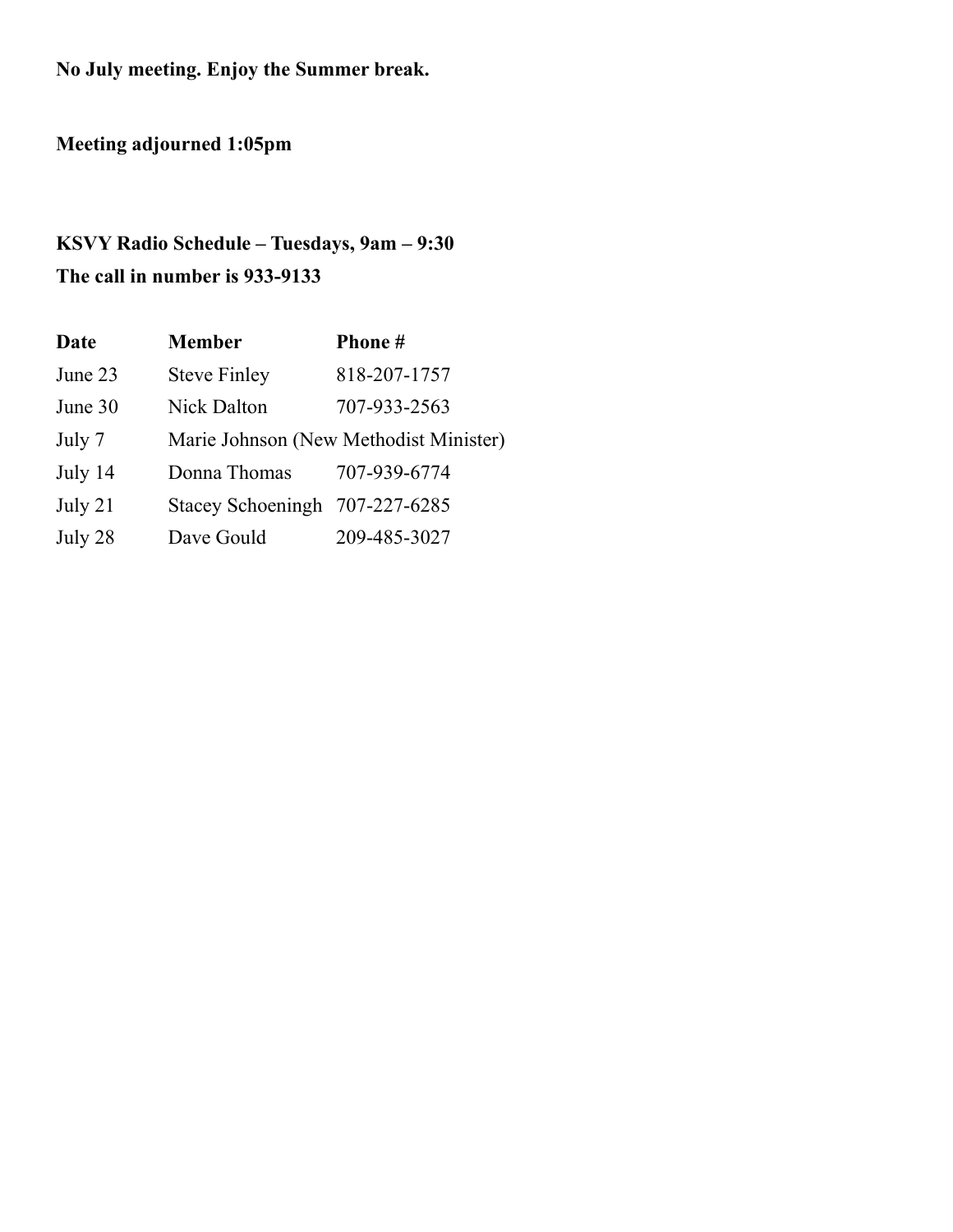**No July meeting. Enjoy the Summer break.**

**Meeting adjourned 1:05pm**

**KSVY Radio Schedule – Tuesdays, 9am – 9:30**
**The call in number is 933-9133**

| Date | Member | Phone # |
|---|---|---|
| June 23 | Steve Finley | 818-207-1757 |
| June 30 | Nick Dalton | 707-933-2563 |
| July 7 | Marie Johnson (New Methodist Minister) | |
| July 14 | Donna Thomas | 707-939-6774 |
| July 21 | Stacey Schoeningh | 707-227-6285 |
| July 28 | Dave Gould | 209-485-3027 |